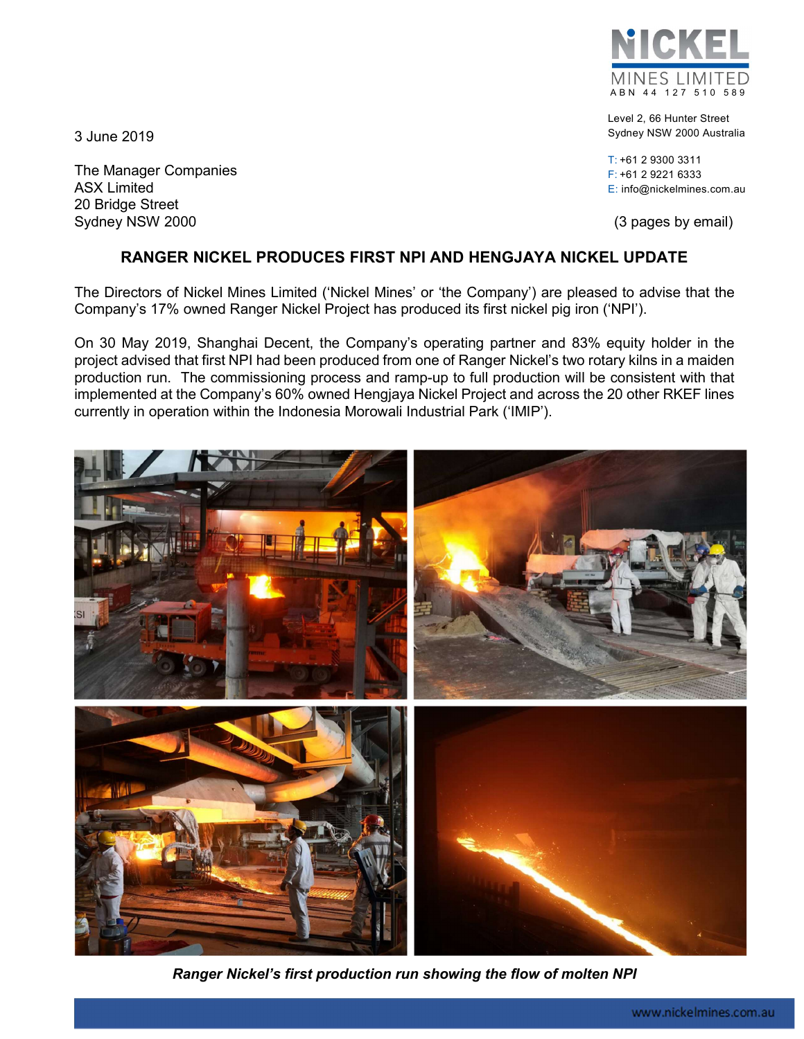NICKEL MINES LIMITED
ABN 44 127 510 589

Level 2, 66 Hunter Street
Sydney NSW 2000 Australia

T: +61 2 9300 3311
F: +61 2 9221 6333
E: info@nickelmines.com.au

3 June 2019

The Manager Companies
ASX Limited
20 Bridge Street
Sydney NSW 2000

(3 pages by email)

## RANGER NICKEL PRODUCES FIRST NPI AND HENGJAYA NICKEL UPDATE

The Directors of Nickel Mines Limited ('Nickel Mines' or 'the Company') are pleased to advise that the Company's 17% owned Ranger Nickel Project has produced its first nickel pig iron ('NPI').

On 30 May 2019, Shanghai Decent, the Company's operating partner and 83% equity holder in the project advised that first NPI had been produced from one of Ranger Nickel's two rotary kilns in a maiden production run. The commissioning process and ramp-up to full production will be consistent with that implemented at the Company's 60% owned Hengjaya Nickel Project and across the 20 other RKEF lines currently in operation within the Indonesia Morowali Industrial Park ('IMIP').

***Ranger Nickel's first production run showing the flow of molten NPI***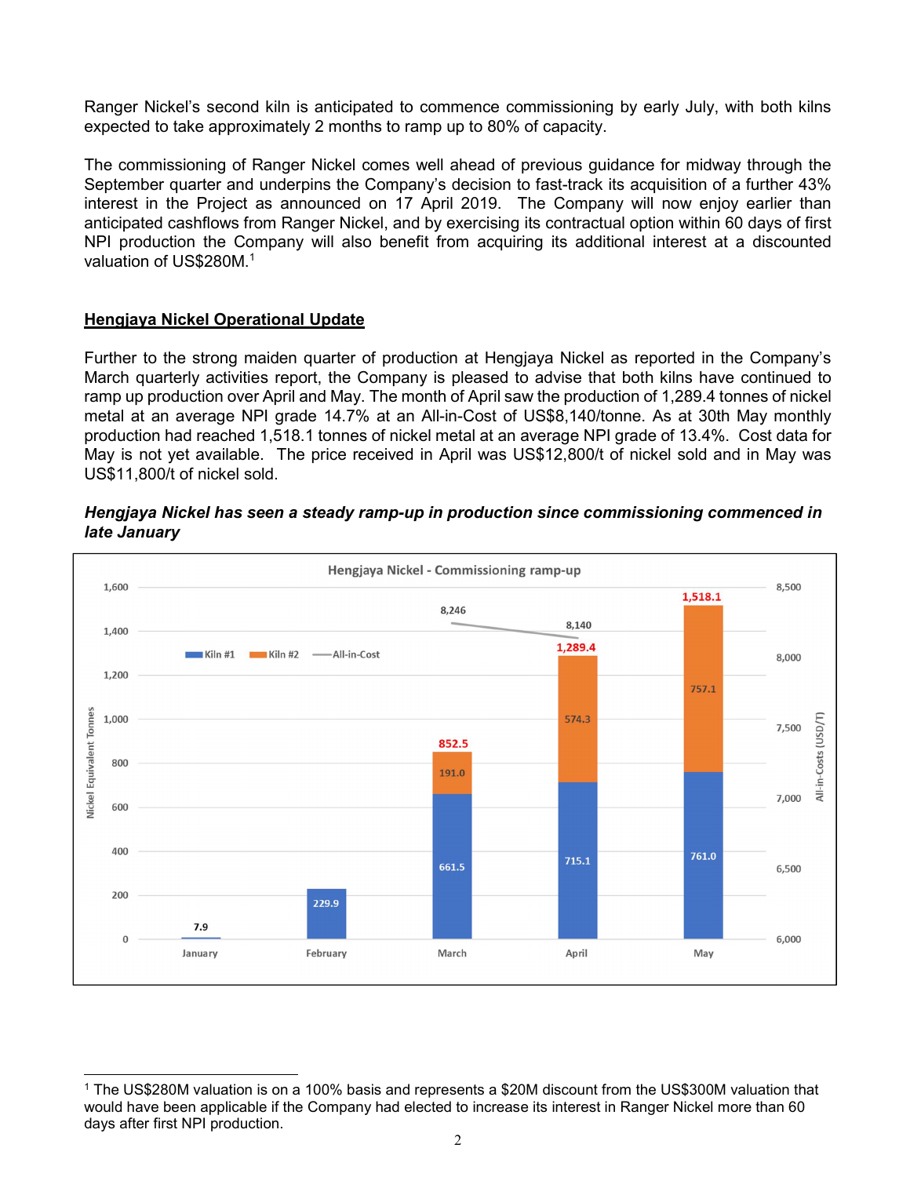Ranger Nickel's second kiln is anticipated to commence commissioning by early July, with both kilns expected to take approximately 2 months to ramp up to 80% of capacity.

The commissioning of Ranger Nickel comes well ahead of previous guidance for midway through the September quarter and underpins the Company's decision to fast-track its acquisition of a further 43% interest in the Project as announced on 17 April 2019. The Company will now enjoy earlier than anticipated cashflows from Ranger Nickel, and by exercising its contractual option within 60 days of first NPI production the Company will also benefit from acquiring its additional interest at a discounted valuation of US$280M.[1]

## Hengjaya Nickel Operational Update

Further to the strong maiden quarter of production at Hengjaya Nickel as reported in the Company's March quarterly activities report, the Company is pleased to advise that both kilns have continued to ramp up production over April and May. The month of April saw the production of 1,289.4 tonnes of nickel metal at an average NPI grade 14.7% at an All-in-Cost of US$8,140/tonne. As at 30th May monthly production had reached 1,518.1 tonnes of nickel metal at an average NPI grade of 13.4%. Cost data for May is not yet available. The price received in April was US$12,800/t of nickel sold and in May was US$11,800/t of nickel sold.

***Hengjaya Nickel has seen a steady ramp-up in production since commissioning commenced in late January***

**Hengjaya Nickel - Commissioning ramp-up**

| Month | Kiln #1 (Nickel Equivalent Tonnes) | Kiln #2 (Nickel Equivalent Tonnes) | Total | All-in-Cost (USD/T) |
| --- | --- | --- | --- | --- |
| January | 7.9 | | 7.9 | |
| February | 229.9 | | 229.9 | |
| March | 661.5 | 191.0 | 852.5 | 8,246 |
| April | 715.1 | 574.3 | 1,289.4 | 8,140 |
| May | 761.0 | 757.1 | 1,518.1 | |

[1] The US$280M valuation is on a 100% basis and represents a $20M discount from the US$300M valuation that would have been applicable if the Company had elected to increase its interest in Ranger Nickel more than 60 days after first NPI production.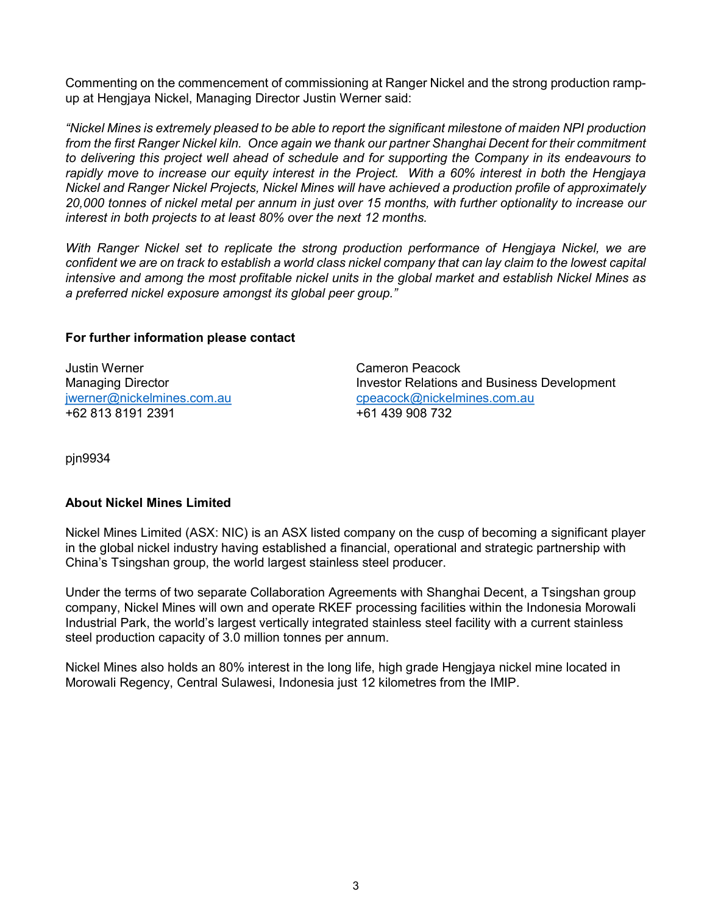Commenting on the commencement of commissioning at Ranger Nickel and the strong production ramp-up at Hengjaya Nickel, Managing Director Justin Werner said:

*"Nickel Mines is extremely pleased to be able to report the significant milestone of maiden NPI production from the first Ranger Nickel kiln. Once again we thank our partner Shanghai Decent for their commitment to delivering this project well ahead of schedule and for supporting the Company in its endeavours to rapidly move to increase our equity interest in the Project. With a 60% interest in both the Hengjaya Nickel and Ranger Nickel Projects, Nickel Mines will have achieved a production profile of approximately 20,000 tonnes of nickel metal per annum in just over 15 months, with further optionality to increase our interest in both projects to at least 80% over the next 12 months.*

*With Ranger Nickel set to replicate the strong production performance of Hengjaya Nickel, we are confident we are on track to establish a world class nickel company that can lay claim to the lowest capital intensive and among the most profitable nickel units in the global market and establish Nickel Mines as a preferred nickel exposure amongst its global peer group."*

**For further information please contact**

Justin Werner
Managing Director
jwerner@nickelmines.com.au
+62 813 8191 2391

Cameron Peacock
Investor Relations and Business Development
cpeacock@nickelmines.com.au
+61 439 908 732

pjn9934

**About Nickel Mines Limited**

Nickel Mines Limited (ASX: NIC) is an ASX listed company on the cusp of becoming a significant player in the global nickel industry having established a financial, operational and strategic partnership with China's Tsingshan group, the world largest stainless steel producer.

Under the terms of two separate Collaboration Agreements with Shanghai Decent, a Tsingshan group company, Nickel Mines will own and operate RKEF processing facilities within the Indonesia Morowali Industrial Park, the world's largest vertically integrated stainless steel facility with a current stainless steel production capacity of 3.0 million tonnes per annum.

Nickel Mines also holds an 80% interest in the long life, high grade Hengjaya nickel mine located in Morowali Regency, Central Sulawesi, Indonesia just 12 kilometres from the IMIP.